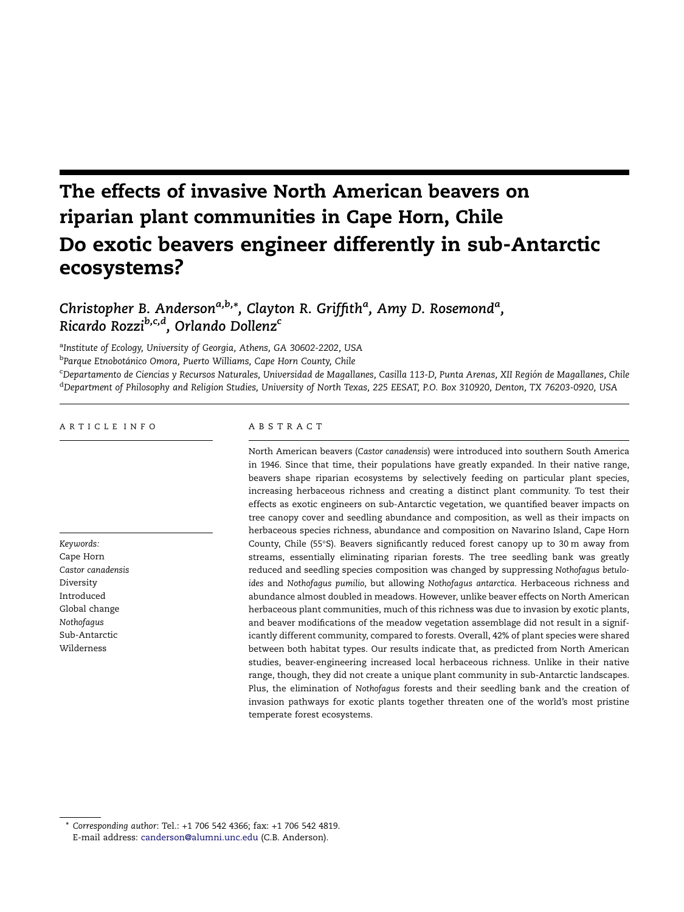# The effects of invasive North American beavers on riparian plant communities in Cape Horn, Chile

## Do exotic beavers engineer differently in sub-Antarctic ecosystems?

*Christopher B. Anderson*[a,b,*], *Clayton R. Griffith*[a], *Amy D. Rosemond*[a], *Ricardo Rozzi*[b,c,d], *Orlando Dollenz*[c]

[a]*Institute of Ecology, University of Georgia, Athens, GA 30602-2202, USA*

[b]*Parque Etnobotánico Omora, Puerto Williams, Cape Horn County, Chile*

[c]*Departamento de Ciencias y Recursos Naturales, Universidad de Magallanes, Casilla 113-D, Punta Arenas, XII Región de Magallanes, Chile*

[d]*Department of Philosophy and Religion Studies, University of North Texas, 225 EESAT, P.O. Box 310920, Denton, TX 76203-0920, USA*

ARTICLE INFO

*Keywords:*
Cape Horn
*Castor canadensis*
Diversity
Introduced
Global change
*Nothofagus*
Sub-Antarctic
Wilderness

ABSTRACT

North American beavers (*Castor canadensis*) were introduced into southern South America in 1946. Since that time, their populations have greatly expanded. In their native range, beavers shape riparian ecosystems by selectively feeding on particular plant species, increasing herbaceous richness and creating a distinct plant community. To test their effects as exotic engineers on sub-Antarctic vegetation, we quantified beaver impacts on tree canopy cover and seedling abundance and composition, as well as their impacts on herbaceous species richness, abundance and composition on Navarino Island, Cape Horn County, Chile (55°S). Beavers significantly reduced forest canopy up to 30 m away from streams, essentially eliminating riparian forests. The tree seedling bank was greatly reduced and seedling species composition was changed by suppressing *Nothofagus betuloides* and *Nothofagus pumilio*, but allowing *Nothofagus antarctica*. Herbaceous richness and abundance almost doubled in meadows. However, unlike beaver effects on North American herbaceous plant communities, much of this richness was due to invasion by exotic plants, and beaver modifications of the meadow vegetation assemblage did not result in a significantly different community, compared to forests. Overall, 42% of plant species were shared between both habitat types. Our results indicate that, as predicted from North American studies, beaver-engineering increased local herbaceous richness. Unlike in their native range, though, they did not create a unique plant community in sub-Antarctic landscapes. Plus, the elimination of *Nothofagus* forests and their seedling bank and the creation of invasion pathways for exotic plants together threaten one of the world's most pristine temperate forest ecosystems.

\* *Corresponding author*: Tel.: +1 706 542 4366; fax: +1 706 542 4819.
E-mail address: canderson@alumni.unc.edu (C.B. Anderson).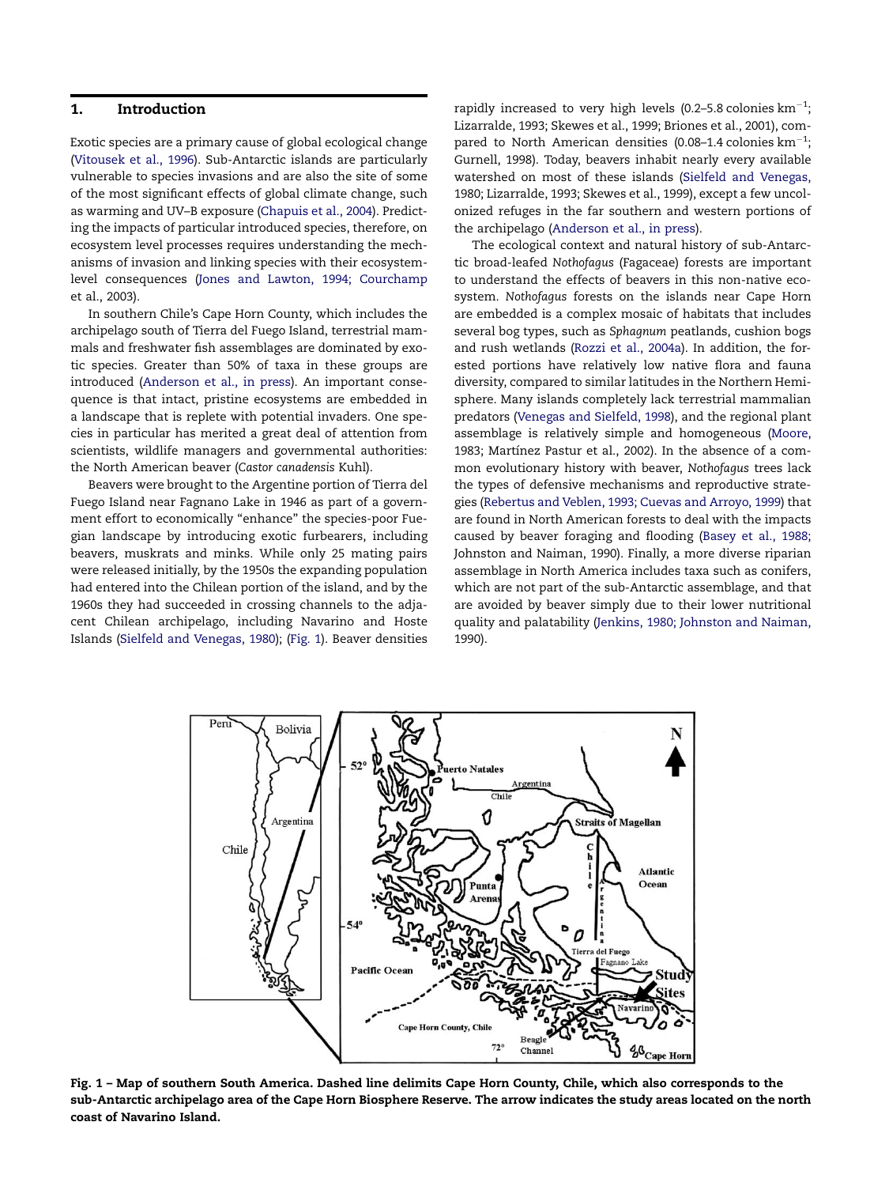## 1. Introduction

Exotic species are a primary cause of global ecological change (Vitousek et al., 1996). Sub-Antarctic islands are particularly vulnerable to species invasions and are also the site of some of the most significant effects of global climate change, such as warming and UV–B exposure (Chapuis et al., 2004). Predicting the impacts of particular introduced species, therefore, on ecosystem level processes requires understanding the mechanisms of invasion and linking species with their ecosystem-level consequences (Jones and Lawton, 1994; Courchamp et al., 2003).

In southern Chile's Cape Horn County, which includes the archipelago south of Tierra del Fuego Island, terrestrial mammals and freshwater fish assemblages are dominated by exotic species. Greater than 50% of taxa in these groups are introduced (Anderson et al., in press). An important consequence is that intact, pristine ecosystems are embedded in a landscape that is replete with potential invaders. One species in particular has merited a great deal of attention from scientists, wildlife managers and governmental authorities: the North American beaver (*Castor canadensis* Kuhl).

Beavers were brought to the Argentine portion of Tierra del Fuego Island near Fagnano Lake in 1946 as part of a government effort to economically "enhance" the species-poor Fuegian landscape by introducing exotic furbearers, including beavers, muskrats and minks. While only 25 mating pairs were released initially, by the 1950s the expanding population had entered into the Chilean portion of the island, and by the 1960s they had succeeded in crossing channels to the adjacent Chilean archipelago, including Navarino and Hoste Islands (Sielfeld and Venegas, 1980); (Fig. 1). Beaver densities rapidly increased to very high levels (0.2–5.8 colonies $\mathrm{km}^{-1}$; Lizarralde, 1993; Skewes et al., 1999; Briones et al., 2001), compared to North American densities (0.08–1.4 colonies $\mathrm{km}^{-1}$; Gurnell, 1998). Today, beavers inhabit nearly every available watershed on most of these islands (Sielfeld and Venegas, 1980; Lizarralde, 1993; Skewes et al., 1999), except a few uncolonized refuges in the far southern and western portions of the archipelago (Anderson et al., in press).

The ecological context and natural history of sub-Antarctic broad-leafed *Nothofagus* (Fagaceae) forests are important to understand the effects of beavers in this non-native ecosystem. *Nothofagus* forests on the islands near Cape Horn are embedded is a complex mosaic of habitats that includes several bog types, such as *Sphagnum* peatlands, cushion bogs and rush wetlands (Rozzi et al., 2004a). In addition, the forested portions have relatively low native flora and fauna diversity, compared to similar latitudes in the Northern Hemisphere. Many islands completely lack terrestrial mammalian predators (Venegas and Sielfeld, 1998), and the regional plant assemblage is relatively simple and homogeneous (Moore, 1983; Martínez Pastur et al., 2002). In the absence of a common evolutionary history with beaver, *Nothofagus* trees lack the types of defensive mechanisms and reproductive strategies (Rebertus and Veblen, 1993; Cuevas and Arroyo, 1999) that are found in North American forests to deal with the impacts caused by beaver foraging and flooding (Basey et al., 1988; Johnston and Naiman, 1990). Finally, a more diverse riparian assemblage in North America includes taxa such as conifers, which are not part of the sub-Antarctic assemblage, and that are avoided by beaver simply due to their lower nutritional quality and palatability (Jenkins, 1980; Johnston and Naiman, 1990).

**Fig. 1 – Map of southern South America. Dashed line delimits Cape Horn County, Chile, which also corresponds to the sub-Antarctic archipelago area of the Cape Horn Biosphere Reserve. The arrow indicates the study areas located on the north coast of Navarino Island.**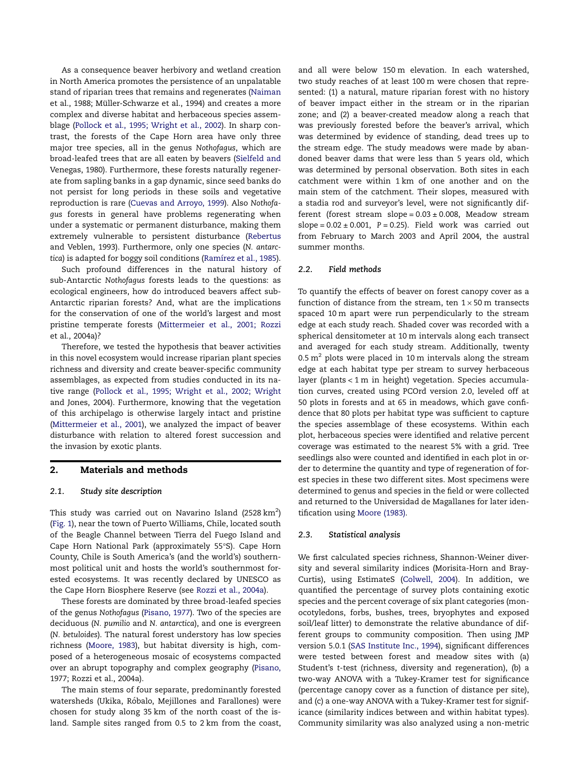As a consequence beaver herbivory and wetland creation in North America promotes the persistence of an unpalatable stand of riparian trees that remains and regenerates (Naiman et al., 1988; Müller-Schwarze et al., 1994) and creates a more complex and diverse habitat and herbaceous species assemblage (Pollock et al., 1995; Wright et al., 2002). In sharp contrast, the forests of the Cape Horn area have only three major tree species, all in the genus *Nothofagus*, which are broad-leafed trees that are all eaten by beavers (Sielfeld and Venegas, 1980). Furthermore, these forests naturally regenerate from sapling banks in a gap dynamic, since seed banks do not persist for long periods in these soils and vegetative reproduction is rare (Cuevas and Arroyo, 1999). Also *Nothofagus* forests in general have problems regenerating when under a systematic or permanent disturbance, making them extremely vulnerable to persistent disturbance (Rebertus and Veblen, 1993). Furthermore, only one species (*N. antarctica*) is adapted for boggy soil conditions (Ramírez et al., 1985).

Such profound differences in the natural history of sub-Antarctic *Nothofagus* forests leads to the questions: as ecological engineers, how do introduced beavers affect sub-Antarctic riparian forests? And, what are the implications for the conservation of one of the world's largest and most pristine temperate forests (Mittermeier et al., 2001; Rozzi et al., 2004a)?

Therefore, we tested the hypothesis that beaver activities in this novel ecosystem would increase riparian plant species richness and diversity and create beaver-specific community assemblages, as expected from studies conducted in its native range (Pollock et al., 1995; Wright et al., 2002; Wright and Jones, 2004). Furthermore, knowing that the vegetation of this archipelago is otherwise largely intact and pristine (Mittermeier et al., 2001), we analyzed the impact of beaver disturbance with relation to altered forest succession and the invasion by exotic plants.

## 2. Materials and methods

### 2.1. Study site description

This study was carried out on Navarino Island (2528 $km^2$) (Fig. 1), near the town of Puerto Williams, Chile, located south of the Beagle Channel between Tierra del Fuego Island and Cape Horn National Park (approximately 55°S). Cape Horn County, Chile is South America's (and the world's) southernmost political unit and hosts the world's southernmost forested ecosystems. It was recently declared by UNESCO as the Cape Horn Biosphere Reserve (see Rozzi et al., 2004a).

These forests are dominated by three broad-leafed species of the genus *Nothofagus* (Pisano, 1977). Two of the species are deciduous (*N. pumilio* and *N. antarctica*), and one is evergreen (*N. betuloides*). The natural forest understory has low species richness (Moore, 1983), but habitat diversity is high, composed of a heterogeneous mosaic of ecosystems compacted over an abrupt topography and complex geography (Pisano, 1977; Rozzi et al., 2004a).

The main stems of four separate, predominantly forested watersheds (Ukika, Róbalo, Mejillones and Farallones) were chosen for study along 35 km of the north coast of the island. Sample sites ranged from 0.5 to 2 km from the coast, and all were below 150 m elevation. In each watershed, two study reaches of at least 100 m were chosen that represented: (1) a natural, mature riparian forest with no history of beaver impact either in the stream or in the riparian zone; and (2) a beaver-created meadow along a reach that was previously forested before the beaver's arrival, which was determined by evidence of standing, dead trees up to the stream edge. The study meadows were made by abandoned beaver dams that were less than 5 years old, which was determined by personal observation. Both sites in each catchment were within 1 km of one another and on the main stem of the catchment. Their slopes, measured with a stadia rod and surveyor's level, were not significantly different (forest stream slope = 0.03 ± 0.008, Meadow stream slope = 0.02 ± 0.001, $P = 0.25$). Field work was carried out from February to March 2003 and April 2004, the austral summer months.

### 2.2. Field methods

To quantify the effects of beaver on forest canopy cover as a function of distance from the stream, ten 1 × 50 m transects spaced 10 m apart were run perpendicularly to the stream edge at each study reach. Shaded cover was recorded with a spherical densitometer at 10 m intervals along each transect and averaged for each study stream. Additionally, twenty 0.5 $m^2$ plots were placed in 10 m intervals along the stream edge at each habitat type per stream to survey herbaceous layer (plants < 1 m in height) vegetation. Species accumulation curves, created using PCOrd version 2.0, leveled off at 50 plots in forests and at 65 in meadows, which gave confidence that 80 plots per habitat type was sufficient to capture the species assemblage of these ecosystems. Within each plot, herbaceous species were identified and relative percent coverage was estimated to the nearest 5% with a grid. Tree seedlings also were counted and identified in each plot in order to determine the quantity and type of regeneration of forest species in these two different sites. Most specimens were determined to genus and species in the field or were collected and returned to the Universidad de Magallanes for later identification using Moore (1983).

### 2.3. Statistical analysis

We first calculated species richness, Shannon-Weiner diversity and several similarity indices (Morisita-Horn and Bray-Curtis), using EstimateS (Colwell, 2004). In addition, we quantified the percentage of survey plots containing exotic species and the percent coverage of six plant categories (monocotyledons, forbs, bushes, trees, bryophytes and exposed soil/leaf litter) to demonstrate the relative abundance of different groups to community composition. Then using JMP version 5.0.1 (SAS Institute Inc., 1994), significant differences were tested between forest and meadow sites with (a) Student's *t*-test (richness, diversity and regeneration), (b) a two-way ANOVA with a Tukey-Kramer test for significance (percentage canopy cover as a function of distance per site), and (c) a one-way ANOVA with a Tukey-Kramer test for significance (similarity indices between and within habitat types). Community similarity was also analyzed using a non-metric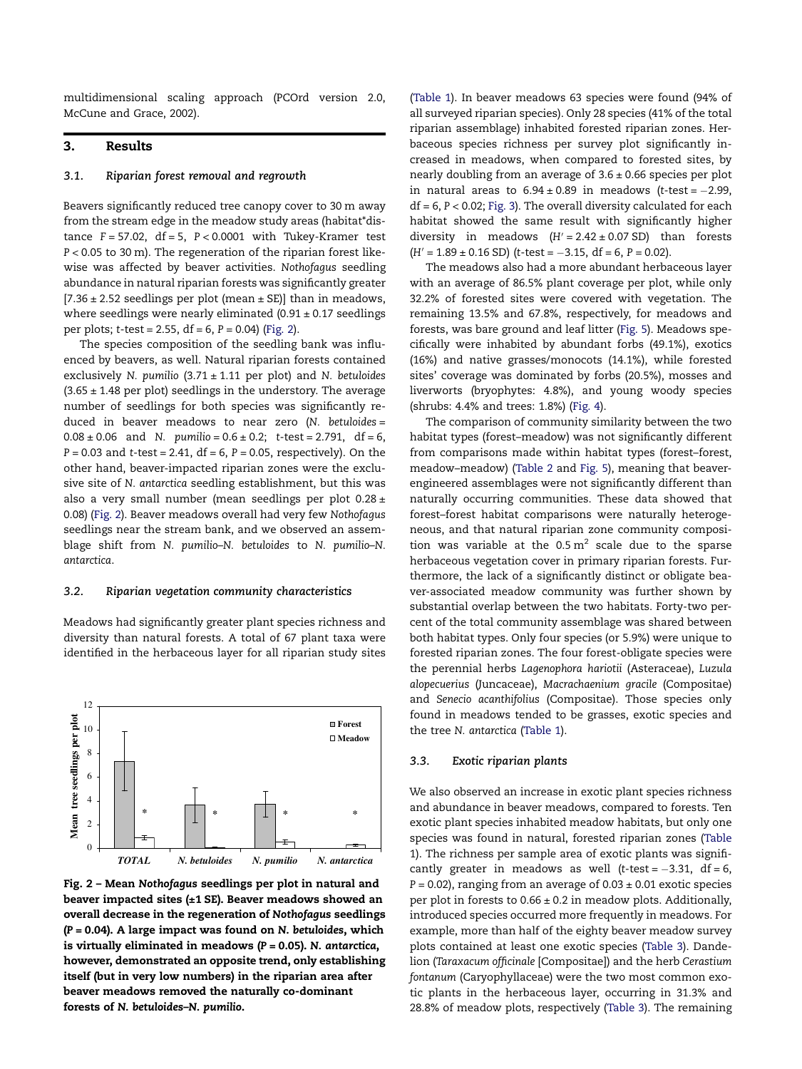multidimensional scaling approach (PCOrd version 2.0, McCune and Grace, 2002).

## 3. Results

### 3.1. Riparian forest removal and regrowth

Beavers significantly reduced tree canopy cover to 30 m away from the stream edge in the meadow study areas (habitat*distance $F = 57.02$, df = 5, $P < 0.0001$ with Tukey-Kramer test $P < 0.05$ to 30 m). The regeneration of the riparian forest likewise was affected by beaver activities. *Nothofagus* seedling abundance in natural riparian forests was significantly greater [7.36 ± 2.52 seedlings per plot (mean ± SE)] than in meadows, where seedlings were nearly eliminated (0.91 ± 0.17 seedlings per plots; *t*-test = 2.55, df = 6, $P = 0.04$) (Fig. 2).

The species composition of the seedling bank was influenced by beavers, as well. Natural riparian forests contained exclusively *N. pumilio* (3.71 ± 1.11 per plot) and *N. betuloides* (3.65 ± 1.48 per plot) seedlings in the understory. The average number of seedlings for both species was significantly reduced in beaver meadows to near zero (*N. betuloides* = 0.08 ± 0.06 and *N. pumilio* = 0.6 ± 0.2; *t*-test = 2.791, df = 6, $P = 0.03$ and *t*-test = 2.41, df = 6, $P = 0.05$, respectively). On the other hand, beaver-impacted riparian zones were the exclusive site of *N. antarctica* seedling establishment, but this was also a very small number (mean seedlings per plot 0.28 ± 0.08) (Fig. 2). Beaver meadows overall had very few *Nothofagus* seedlings near the stream bank, and we observed an assemblage shift from *N. pumilio*–*N. betuloides* to *N. pumilio*–*N. antarctica*.

### 3.2. Riparian vegetation community characteristics

Meadows had significantly greater plant species richness and diversity than natural forests. A total of 67 plant taxa were identified in the herbaceous layer for all riparian study sites (Table 1). In beaver meadows 63 species were found (94% of all surveyed riparian species). Only 28 species (41% of the total riparian assemblage) inhabited forested riparian zones. Herbaceous species richness per survey plot significantly increased in meadows, when compared to forested sites, by nearly doubling from an average of 3.6 ± 0.66 species per plot in natural areas to 6.94 ± 0.89 in meadows (*t*-test = −2.99, df = 6, $P < 0.02$; Fig. 3). The overall diversity calculated for each habitat showed the same result with significantly higher diversity in meadows ($H' = 2.42 \pm 0.07$ SD) than forests ($H' = 1.89 \pm 0.16$ SD) (*t*-test = −3.15, df = 6, $P = 0.02$).

The meadows also had a more abundant herbaceous layer with an average of 86.5% plant coverage per plot, while only 32.2% of forested sites were covered with vegetation. The remaining 13.5% and 67.8%, respectively, for meadows and forests, was bare ground and leaf litter (Fig. 5). Meadows specifically were inhabited by abundant forbs (49.1%), exotics (16%) and native grasses/monocots (14.1%), while forested sites' coverage was dominated by forbs (20.5%), mosses and liverworts (bryophytes: 4.8%), and young woody species (shrubs: 4.4% and trees: 1.8%) (Fig. 4).

The comparison of community similarity between the two habitat types (forest–meadow) was not significantly different from comparisons made within habitat types (forest–forest, meadow–meadow) (Table 2 and Fig. 5), meaning that beaver-engineered assemblages were not significantly different than naturally occurring communities. These data showed that forest–forest habitat comparisons were naturally heterogeneous, and that natural riparian zone community composition was variable at the $0.5\,m^2$ scale due to the sparse herbaceous vegetation cover in primary riparian forests. Furthermore, the lack of a significantly distinct or obligate beaver-associated meadow community was further shown by substantial overlap between the two habitats. Forty-two percent of the total community assemblage was shared between both habitat types. Only four species (or 5.9%) were unique to forested riparian zones. The four forest-obligate species were the perennial herbs *Lagenophora hariotii* (Asteraceae), *Luzula alopecuerius* (Juncaceae), *Macrachaenium gracile* (Compositae) and *Senecio acanthifolius* (Compositae). Those species only found in meadows tended to be grasses, exotic species and the tree *N. antarctica* (Table 1).

### 3.3. Exotic riparian plants

We also observed an increase in exotic plant species richness and abundance in beaver meadows, compared to forests. Ten exotic plant species inhabited meadow habitats, but only one species was found in natural, forested riparian zones (Table 1). The richness per sample area of exotic plants was significantly greater in meadows as well (*t*-test = −3.31, df = 6, $P = 0.02$), ranging from an average of 0.03 ± 0.01 exotic species per plot in forests to 0.66 ± 0.2 in meadow plots. Additionally, introduced species occurred more frequently in meadows. For example, more than half of the eighty beaver meadow survey plots contained at least one exotic species (Table 3). Dandelion (*Taraxacum officinale* [Compositae]) and the herb *Cerastium fontanum* (Caryophyllaceae) were the two most common exotic plants in the herbaceous layer, occurring in 31.3% and 28.8% of meadow plots, respectively (Table 3). The remaining

**Fig. 2 – Mean *Nothofagus* seedlings per plot in natural and beaver impacted sites (±1 SE). Beaver meadows showed an overall decrease in the regeneration of *Nothofagus* seedlings (P = 0.04). A large impact was found on *N. betuloides*, which is virtually eliminated in meadows (P = 0.05). *N. antarctica*, however, demonstrated an opposite trend, only establishing itself (but in very low numbers) in the riparian area after beaver meadows removed the naturally co-dominant forests of *N. betuloides*–*N. pumilio*.**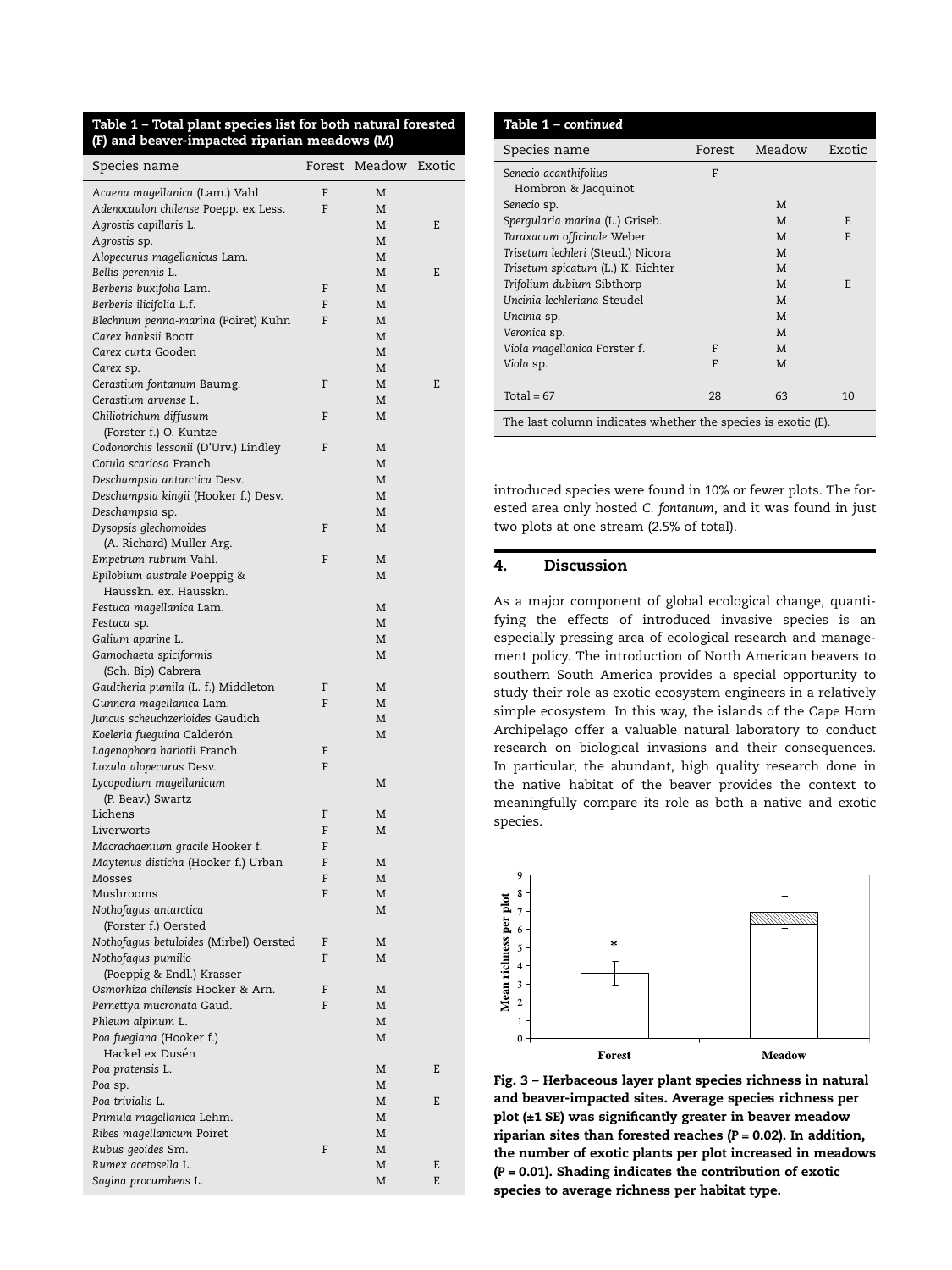**Table 1 – Total plant species list for both natural forested (F) and beaver-impacted riparian meadows (M)**

| Species name | Forest | Meadow | Exotic |
|---|---|---|---|
| *Acaena magellanica* (Lam.) Vahl | F | M | |
| *Adenocaulon chilense* Poepp. ex Less. | F | M | |
| *Agrostis capillaris* L. | | M | E |
| *Agrostis* sp. | | M | |
| *Alopecurus magellanicus* Lam. | | M | |
| *Bellis perennis* L. | | M | E |
| *Berberis buxifolia* Lam. | F | M | |
| *Berberis ilicifolia* L.f. | F | M | |
| *Blechnum penna-marina* (Poiret) Kuhn | F | M | |
| *Carex banksii* Boott | | M | |
| *Carex curta* Gooden | | M | |
| *Carex* sp. | | M | |
| *Cerastium fontanum* Baumg. | F | M | E |
| *Cerastium arvense* L. | | M | |
| *Chiliotrichum diffusum* (Forster f.) O. Kuntze | F | M | |
| *Codonorchis lessonii* (D'Urv.) Lindley | F | M | |
| *Cotula scariosa* Franch. | | M | |
| *Deschampsia antarctica* Desv. | | M | |
| *Deschampsia kingii* (Hooker f.) Desv. | | M | |
| *Deschampsia* sp. | | M | |
| *Dysopsis glechomoides* (A. Richard) Muller Arg. | F | M | |
| *Empetrum rubrum* Vahl. | F | M | |
| *Epilobium australe* Poeppig & Hausskn. ex. Hausskn. | | M | |
| *Festuca magellanica* Lam. | | M | |
| *Festuca* sp. | | M | |
| *Galium aparine* L. | | M | |
| *Gamochaeta spiciformis* (Sch. Bip) Cabrera | | M | |
| *Gaultheria pumila* (L. f.) Middleton | F | M | |
| *Gunnera magellanica* Lam. | F | M | |
| *Juncus scheuchzerioides* Gaudich | | M | |
| *Koeleria fueguina* Calderón | | M | |
| *Lagenophora hariotii* Franch. | F | | |
| *Luzula alopecurus* Desv. | F | | |
| *Lycopodium magellanicum* (P. Beav.) Swartz | | M | |
| Lichens | F | M | |
| Liverworts | F | M | |
| *Macrachaenium gracile* Hooker f. | F | | |
| *Maytenus disticha* (Hooker f.) Urban | F | M | |
| Mosses | F | M | |
| Mushrooms | F | M | |
| *Nothofagus antarctica* (Forster f.) Oersted | | M | |
| *Nothofagus betuloides* (Mirbel) Oersted | F | M | |
| *Nothofagus pumilio* (Poeppig & Endl.) Krasser | F | M | |
| *Osmorhiza chilensis* Hooker & Arn. | F | M | |
| *Pernettya mucronata* Gaud. | F | M | |
| *Phleum alpinum* L. | | M | |
| *Poa fuegiana* (Hooker f.) Hackel ex Dusén | | M | |
| *Poa pratensis* L. | | M | E |
| *Poa* sp. | | M | |
| *Poa trivialis* L. | | M | E |
| *Primula magellanica* Lehm. | | M | |
| *Ribes magellanicum* Poiret | | M | |
| *Rubus geoides* Sm. | F | M | |
| *Rumex acetosella* L. | | M | E |
| *Sagina procumbens* L. | | M | E |
| *Senecio acanthifolius* Hombron & Jacquinot | F | | |
| *Senecio* sp. | | M | |
| *Spergularia marina* (L.) Griseb. | | M | E |
| *Taraxacum officinale* Weber | | M | E |
| *Trisetum lechleri* (Steud.) Nicora | | M | |
| *Trisetum spicatum* (L.) K. Richter | | M | |
| *Trifolium dubium* Sibthorp | | M | E |
| *Uncinia lechleriana* Steudel | | M | |
| *Uncinia* sp. | | M | |
| *Veronica* sp. | | M | |
| *Viola magellanica* Forster f. | F | M | |
| *Viola* sp. | F | M | |
| Total = 67 | 28 | 63 | 10 |

The last column indicates whether the species is exotic (E).

introduced species were found in 10% or fewer plots. The forested area only hosted *C. fontanum*, and it was found in just two plots at one stream (2.5% of total).

## 4. Discussion

As a major component of global ecological change, quantifying the effects of introduced invasive species is an especially pressing area of ecological research and management policy. The introduction of North American beavers to southern South America provides a special opportunity to study their role as exotic ecosystem engineers in a relatively simple ecosystem. In this way, the islands of the Cape Horn Archipelago offer a valuable natural laboratory to conduct research on biological invasions and their consequences. In particular, the abundant, high quality research done in the native habitat of the beaver provides the context to meaningfully compare its role as both a native and exotic species.

**Fig. 3 – Herbaceous layer plant species richness in natural and beaver-impacted sites. Average species richness per plot (±1 SE) was significantly greater in beaver meadow riparian sites than forested reaches ($P = 0.02$). In addition, the number of exotic plants per plot increased in meadows ($P = 0.01$). Shading indicates the contribution of exotic species to average richness per habitat type.**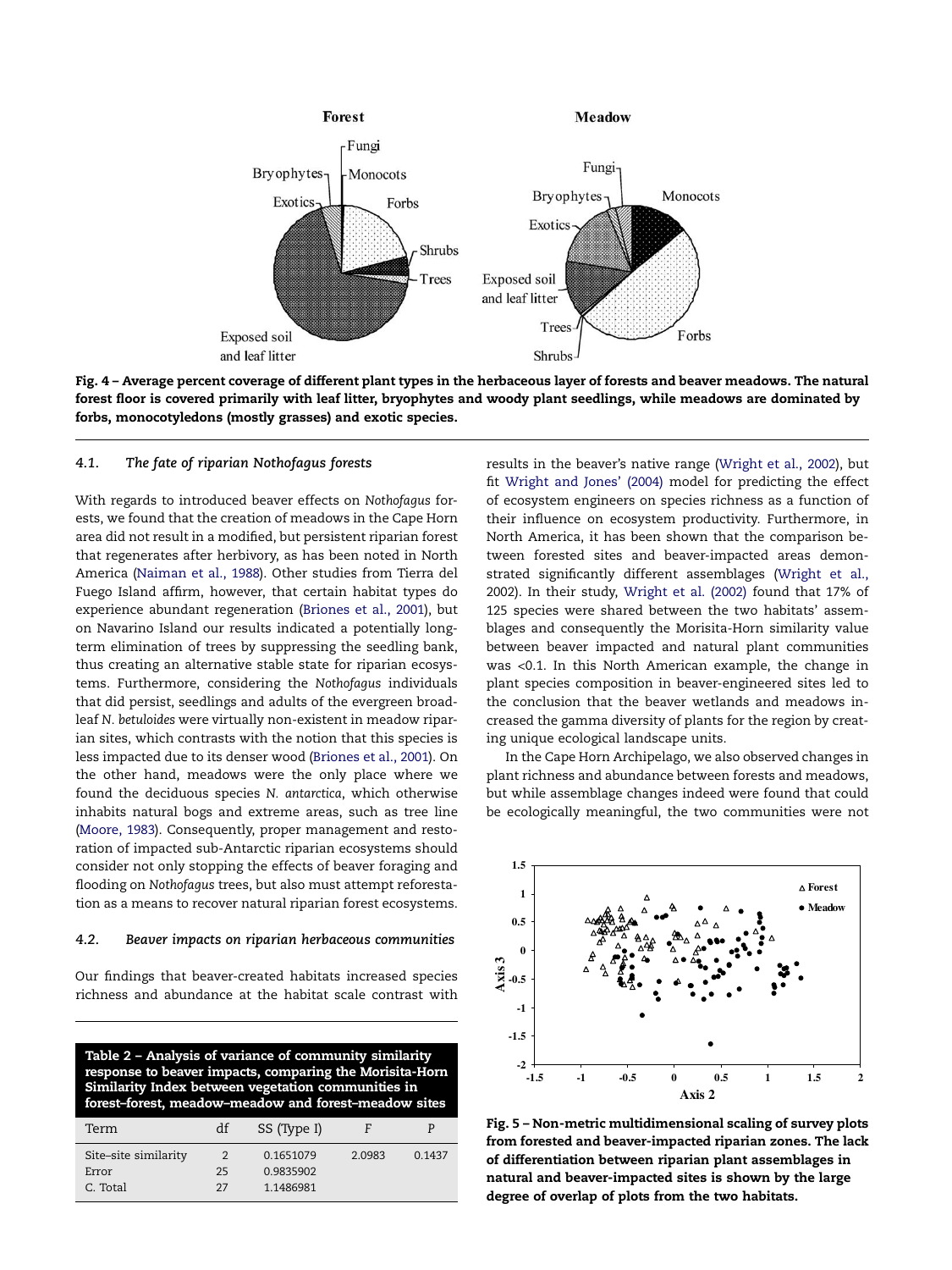Fig. 4 – Average percent coverage of different plant types in the herbaceous layer of forests and beaver meadows. The natural forest floor is covered primarily with leaf litter, bryophytes and woody plant seedlings, while meadows are dominated by forbs, monocotyledons (mostly grasses) and exotic species.

### 4.1. *The fate of riparian Nothofagus forests*

With regards to introduced beaver effects on *Nothofagus* forests, we found that the creation of meadows in the Cape Horn area did not result in a modified, but persistent riparian forest that regenerates after herbivory, as has been noted in North America (Naiman et al., 1988). Other studies from Tierra del Fuego Island affirm, however, that certain habitat types do experience abundant regeneration (Briones et al., 2001), but on Navarino Island our results indicated a potentially long-term elimination of trees by suppressing the seedling bank, thus creating an alternative stable state for riparian ecosystems. Furthermore, considering the *Nothofagus* individuals that did persist, seedlings and adults of the evergreen broadleaf *N. betuloides* were virtually non-existent in meadow riparian sites, which contrasts with the notion that this species is less impacted due to its denser wood (Briones et al., 2001). On the other hand, meadows were the only place where we found the deciduous species *N. antarctica*, which otherwise inhabits natural bogs and extreme areas, such as tree line (Moore, 1983). Consequently, proper management and restoration of impacted sub-Antarctic riparian ecosystems should consider not only stopping the effects of beaver foraging and flooding on *Nothofagus* trees, but also must attempt reforestation as a means to recover natural riparian forest ecosystems.

### 4.2. *Beaver impacts on riparian herbaceous communities*

Our findings that beaver-created habitats increased species richness and abundance at the habitat scale contrast with results in the beaver's native range (Wright et al., 2002), but fit Wright and Jones' (2004) model for predicting the effect of ecosystem engineers on species richness as a function of their influence on ecosystem productivity. Furthermore, in North America, it has been shown that the comparison between forested sites and beaver-impacted areas demonstrated significantly different assemblages (Wright et al., 2002). In their study, Wright et al. (2002) found that 17% of 125 species were shared between the two habitats' assemblages and consequently the Morisita-Horn similarity value between beaver impacted and natural plant communities was <0.1. In this North American example, the change in plant species composition in beaver-engineered sites led to the conclusion that the beaver wetlands and meadows increased the gamma diversity of plants for the region by creating unique ecological landscape units.

In the Cape Horn Archipelago, we also observed changes in plant richness and abundance between forests and meadows, but while assemblage changes indeed were found that could be ecologically meaningful, the two communities were not

**Table 2 – Analysis of variance of community similarity response to beaver impacts, comparing the Morisita-Horn Similarity Index between vegetation communities in forest–forest, meadow–meadow and forest–meadow sites**

| Term | df | SS (Type I) | F | P |
|---|---|---|---|---|
| Site–site similarity | 2 | 0.1651079 | 2.0983 | 0.1437 |
| Error | 25 | 0.9835902 | | |
| C. Total | 27 | 1.1486981 | | |

Fig. 5 – Non-metric multidimensional scaling of survey plots from forested and beaver-impacted riparian zones. The lack of differentiation between riparian plant assemblages in natural and beaver-impacted sites is shown by the large degree of overlap of plots from the two habitats.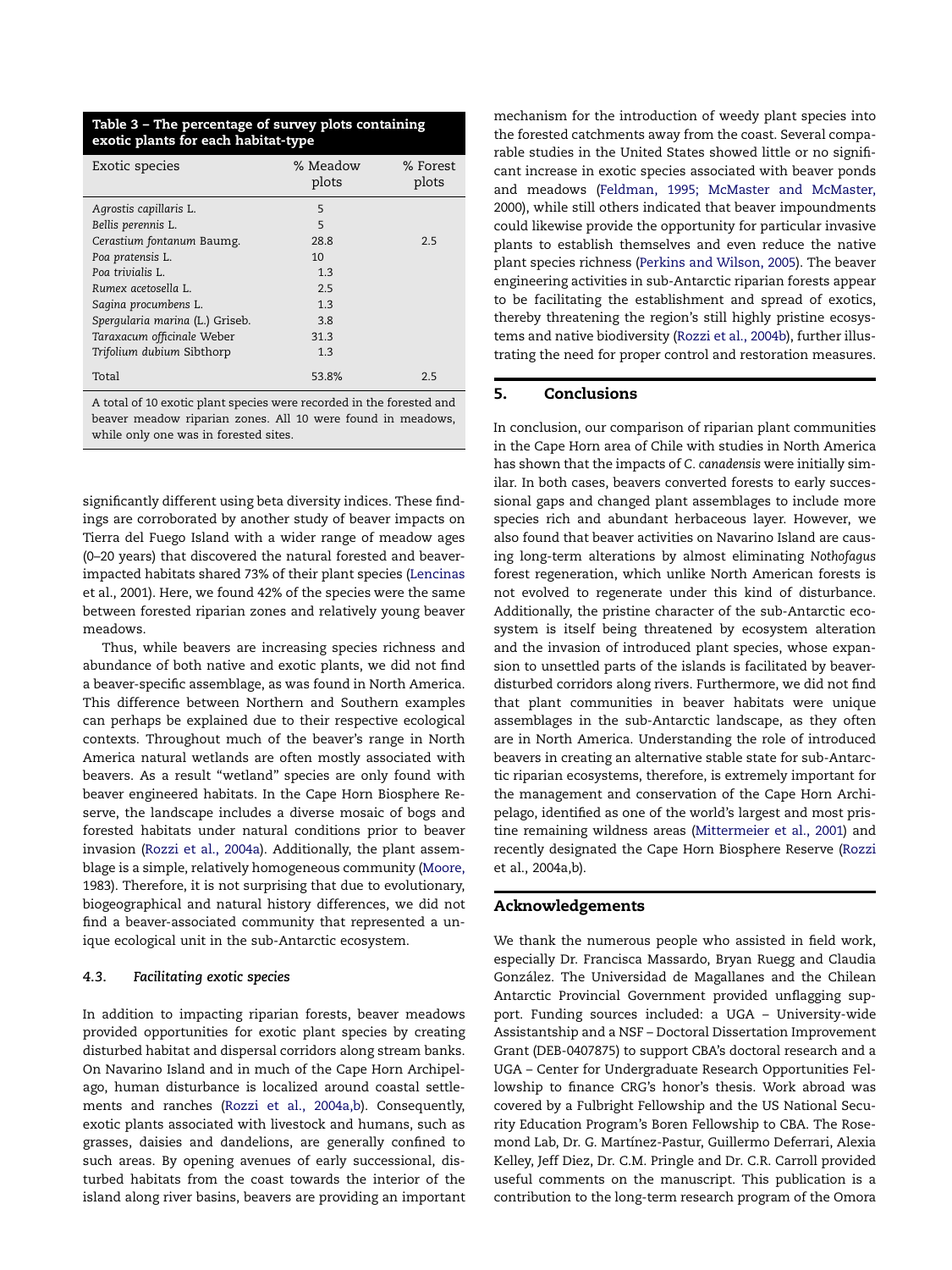**Table 3 – The percentage of survey plots containing exotic plants for each habitat-type**

| Exotic species | % Meadow plots | % Forest plots |
|---|---|---|
| *Agrostis capillaris* L. | 5 | |
| *Bellis perennis* L. | 5 | |
| *Cerastium fontanum* Baumg. | 28.8 | 2.5 |
| *Poa pratensis* L. | 10 | |
| *Poa trivialis* L. | 1.3 | |
| *Rumex acetosella* L. | 2.5 | |
| *Sagina procumbens* L. | 1.3 | |
| *Spergularia marina* (L.) Griseb. | 3.8 | |
| *Taraxacum officinale* Weber | 31.3 | |
| *Trifolium dubium* Sibthorp | 1.3 | |
| Total | 53.8% | 2.5 |

A total of 10 exotic plant species were recorded in the forested and beaver meadow riparian zones. All 10 were found in meadows, while only one was in forested sites.

significantly different using beta diversity indices. These findings are corroborated by another study of beaver impacts on Tierra del Fuego Island with a wider range of meadow ages (0–20 years) that discovered the natural forested and beaver-impacted habitats shared 73% of their plant species (Lencinas et al., 2001). Here, we found 42% of the species were the same between forested riparian zones and relatively young beaver meadows.

Thus, while beavers are increasing species richness and abundance of both native and exotic plants, we did not find a beaver-specific assemblage, as was found in North America. This difference between Northern and Southern examples can perhaps be explained due to their respective ecological contexts. Throughout much of the beaver's range in North America natural wetlands are often mostly associated with beavers. As a result "wetland" species are only found with beaver engineered habitats. In the Cape Horn Biosphere Reserve, the landscape includes a diverse mosaic of bogs and forested habitats under natural conditions prior to beaver invasion (Rozzi et al., 2004a). Additionally, the plant assemblage is a simple, relatively homogeneous community (Moore, 1983). Therefore, it is not surprising that due to evolutionary, biogeographical and natural history differences, we did not find a beaver-associated community that represented a unique ecological unit in the sub-Antarctic ecosystem.

### 4.3. Facilitating exotic species

In addition to impacting riparian forests, beaver meadows provided opportunities for exotic plant species by creating disturbed habitat and dispersal corridors along stream banks. On Navarino Island and in much of the Cape Horn Archipelago, human disturbance is localized around coastal settlements and ranches (Rozzi et al., 2004a,b). Consequently, exotic plants associated with livestock and humans, such as grasses, daisies and dandelions, are generally confined to such areas. By opening avenues of early successional, disturbed habitats from the coast towards the interior of the island along river basins, beavers are providing an important mechanism for the introduction of weedy plant species into the forested catchments away from the coast. Several comparable studies in the United States showed little or no significant increase in exotic species associated with beaver ponds and meadows (Feldman, 1995; McMaster and McMaster, 2000), while still others indicated that beaver impoundments could likewise provide the opportunity for particular invasive plants to establish themselves and even reduce the native plant species richness (Perkins and Wilson, 2005). The beaver engineering activities in sub-Antarctic riparian forests appear to be facilitating the establishment and spread of exotics, thereby threatening the region's still highly pristine ecosystems and native biodiversity (Rozzi et al., 2004b), further illustrating the need for proper control and restoration measures.

## 5. Conclusions

In conclusion, our comparison of riparian plant communities in the Cape Horn area of Chile with studies in North America has shown that the impacts of *C. canadensis* were initially similar. In both cases, beavers converted forests to early successional gaps and changed plant assemblages to include more species rich and abundant herbaceous layer. However, we also found that beaver activities on Navarino Island are causing long-term alterations by almost eliminating *Nothofagus* forest regeneration, which unlike North American forests is not evolved to regenerate under this kind of disturbance. Additionally, the pristine character of the sub-Antarctic ecosystem is itself being threatened by ecosystem alteration and the invasion of introduced plant species, whose expansion to unsettled parts of the islands is facilitated by beaver-disturbed corridors along rivers. Furthermore, we did not find that plant communities in beaver habitats were unique assemblages in the sub-Antarctic landscape, as they often are in North America. Understanding the role of introduced beavers in creating an alternative stable state for sub-Antarctic riparian ecosystems, therefore, is extremely important for the management and conservation of the Cape Horn Archipelago, identified as one of the world's largest and most pristine remaining wildness areas (Mittermeier et al., 2001) and recently designated the Cape Horn Biosphere Reserve (Rozzi et al., 2004a,b).

## Acknowledgements

We thank the numerous people who assisted in field work, especially Dr. Francisca Massardo, Bryan Ruegg and Claudia González. The Universidad de Magallanes and the Chilean Antarctic Provincial Government provided unflagging support. Funding sources included: a UGA – University-wide Assistantship and a NSF – Doctoral Dissertation Improvement Grant (DEB-0407875) to support CBA's doctoral research and a UGA – Center for Undergraduate Research Opportunities Fellowship to finance CRG's honor's thesis. Work abroad was covered by a Fulbright Fellowship and the US National Security Education Program's Boren Fellowship to CBA. The Rosemond Lab, Dr. G. Martínez-Pastur, Guillermo Deferrari, Alexia Kelley, Jeff Diez, Dr. C.M. Pringle and Dr. C.R. Carroll provided useful comments on the manuscript. This publication is a contribution to the long-term research program of the Omora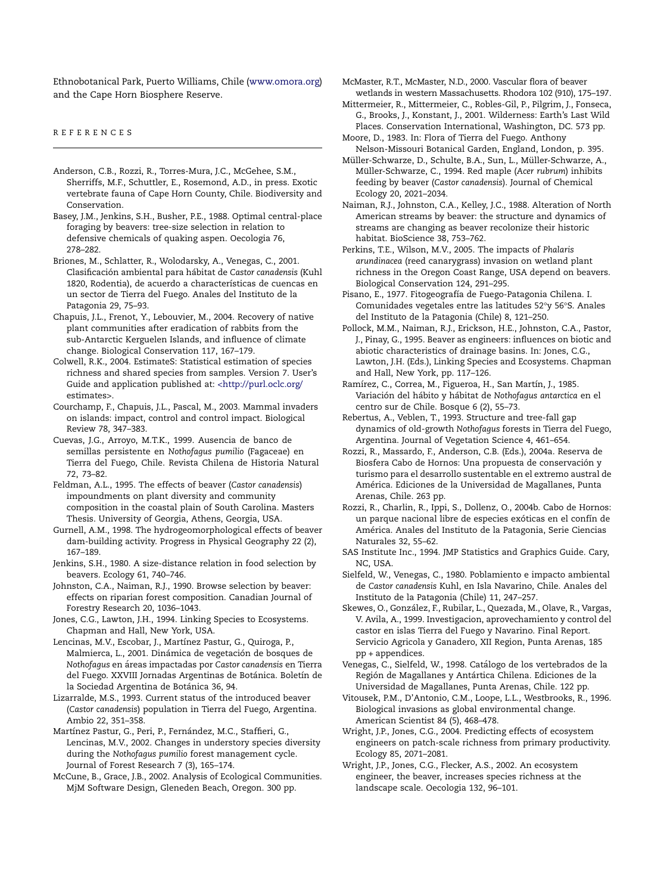Ethnobotanical Park, Puerto Williams, Chile (www.omora.org) and the Cape Horn Biosphere Reserve.

## REFERENCES

Anderson, C.B., Rozzi, R., Torres-Mura, J.C., McGehee, S.M., Sherriffs, M.F., Schuttler, E., Rosemond, A.D., in press. Exotic vertebrate fauna of Cape Horn County, Chile. Biodiversity and Conservation.

Basey, J.M., Jenkins, S.H., Busher, P.E., 1988. Optimal central-place foraging by beavers: tree-size selection in relation to defensive chemicals of quaking aspen. Oecologia 76, 278–282.

Briones, M., Schlatter, R., Wolodarsky, A., Venegas, C., 2001. Clasificación ambiental para hábitat de *Castor canadensis* (Kuhl 1820, Rodentia), de acuerdo a characterísticas de cuencas en un sector de Tierra del Fuego. Anales del Instituto de la Patagonia 29, 75–93.

Chapuis, J.L., Frenot, Y., Lebouvier, M., 2004. Recovery of native plant communities after eradication of rabbits from the sub-Antarctic Kerguelen Islands, and influence of climate change. Biological Conservation 117, 167–179.

Colwell, R.K., 2004. EstimateS: Statistical estimation of species richness and shared species from samples. Version 7. User's Guide and application published at: <http://purl.oclc.org/estimates>.

Courchamp, F., Chapuis, J.L., Pascal, M., 2003. Mammal invaders on islands: impact, control and control impact. Biological Review 78, 347–383.

Cuevas, J.G., Arroyo, M.T.K., 1999. Ausencia de banco de semillas persistente en *Nothofagus pumilio* (Fagaceae) en Tierra del Fuego, Chile. Revista Chilena de Historia Natural 72, 73–82.

Feldman, A.L., 1995. The effects of beaver (*Castor canadensis*) impoundments on plant diversity and community composition in the coastal plain of South Carolina. Masters Thesis. University of Georgia, Athens, Georgia, USA.

Gurnell, A.M., 1998. The hydrogeomorphological effects of beaver dam-building activity. Progress in Physical Geography 22 (2), 167–189.

Jenkins, S.H., 1980. A size-distance relation in food selection by beavers. Ecology 61, 740–746.

Johnston, C.A., Naiman, R.J., 1990. Browse selection by beaver: effects on riparian forest composition. Canadian Journal of Forestry Research 20, 1036–1043.

Jones, C.G., Lawton, J.H., 1994. Linking Species to Ecosystems. Chapman and Hall, New York, USA.

Lencinas, M.V., Escobar, J., Martínez Pastur, G., Quiroga, P., Malmierca, L., 2001. Dinámica de vegetación de bosques de *Nothofagus* en áreas impactadas por *Castor canadensis* en Tierra del Fuego. XXVIII Jornadas Argentinas de Botánica. Boletín de la Sociedad Argentina de Botánica 36, 94.

Lizarralde, M.S., 1993. Current status of the introduced beaver (*Castor canadensis*) population in Tierra del Fuego, Argentina. Ambio 22, 351–358.

Martínez Pastur, G., Peri, P., Fernández, M.C., Staffieri, G., Lencinas, M.V., 2002. Changes in understory species diversity during the *Nothofagus pumilio* forest management cycle. Journal of Forest Research 7 (3), 165–174.

McCune, B., Grace, J.B., 2002. Analysis of Ecological Communities. MjM Software Design, Gleneden Beach, Oregon. 300 pp.

McMaster, R.T., McMaster, N.D., 2000. Vascular flora of beaver wetlands in western Massachusetts. Rhodora 102 (910), 175–197.

Mittermeier, R., Mittermeier, C., Robles-Gil, P., Pilgrim, J., Fonseca, G., Brooks, J., Konstant, J., 2001. Wilderness: Earth's Last Wild Places. Conservation International, Washington, DC. 573 pp.

Moore, D., 1983. In: Flora of Tierra del Fuego. Anthony Nelson-Missouri Botanical Garden, England, London, p. 395.

Müller-Schwarze, D., Schulte, B.A., Sun, L., Müller-Schwarze, A., Müller-Schwarze, C., 1994. Red maple (*Acer rubrum*) inhibits feeding by beaver (*Castor canadensis*). Journal of Chemical Ecology 20, 2021–2034.

Naiman, R.J., Johnston, C.A., Kelley, J.C., 1988. Alteration of North American streams by beaver: the structure and dynamics of streams are changing as beaver recolonize their historic habitat. BioScience 38, 753–762.

Perkins, T.E., Wilson, M.V., 2005. The impacts of *Phalaris arundinacea* (reed canarygrass) invasion on wetland plant richness in the Oregon Coast Range, USA depend on beavers. Biological Conservation 124, 291–295.

Pisano, E., 1977. Fitogeografía de Fuego-Patagonia Chilena. I. Comunidades vegetales entre las latitudes 52°y 56°S. Anales del Instituto de la Patagonia (Chile) 8, 121–250.

Pollock, M.M., Naiman, R.J., Erickson, H.E., Johnston, C.A., Pastor, J., Pinay, G., 1995. Beaver as engineers: influences on biotic and abiotic characteristics of drainage basins. In: Jones, C.G., Lawton, J.H. (Eds.), Linking Species and Ecosystems. Chapman and Hall, New York, pp. 117–126.

Ramírez, C., Correa, M., Figueroa, H., San Martín, J., 1985. Variación del hábito y hábitat de *Nothofagus antarctica* en el centro sur de Chile. Bosque 6 (2), 55–73.

Rebertus, A., Veblen, T., 1993. Structure and tree-fall gap dynamics of old-growth *Nothofagus* forests in Tierra del Fuego, Argentina. Journal of Vegetation Science 4, 461–654.

Rozzi, R., Massardo, F., Anderson, C.B. (Eds.), 2004a. Reserva de Biosfera Cabo de Hornos: Una propuesta de conservación y turismo para el desarrollo sustentable en el extremo austral de América. Ediciones de la Universidad de Magallanes, Punta Arenas, Chile. 263 pp.

Rozzi, R., Charlin, R., Ippi, S., Dollenz, O., 2004b. Cabo de Hornos: un parque nacional libre de especies exóticas en el confín de América. Anales del Instituto de la Patagonia, Serie Ciencias Naturales 32, 55–62.

SAS Institute Inc., 1994. JMP Statistics and Graphics Guide. Cary, NC, USA.

Sielfeld, W., Venegas, C., 1980. Poblamiento e impacto ambiental de *Castor canadensis* Kuhl, en Isla Navarino, Chile. Anales del Instituto de la Patagonia (Chile) 11, 247–257.

Skewes, O., González, F., Rubilar, L., Quezada, M., Olave, R., Vargas, V. Avila, A., 1999. Investigacion, aprovechamiento y control del castor en islas Tierra del Fuego y Navarino. Final Report. Servicio Agricola y Ganadero, XII Region, Punta Arenas, 185 pp + appendices.

Venegas, C., Sielfeld, W., 1998. Catálogo de los vertebrados de la Región de Magallanes y Antártica Chilena. Ediciones de la Universidad de Magallanes, Punta Arenas, Chile. 122 pp.

Vitousek, P.M., D'Antonio, C.M., Loope, L.L., Westbrooks, R., 1996. Biological invasions as global environmental change. American Scientist 84 (5), 468–478.

Wright, J.P., Jones, C.G., 2004. Predicting effects of ecosystem engineers on patch-scale richness from primary productivity. Ecology 85, 2071–2081.

Wright, J.P., Jones, C.G., Flecker, A.S., 2002. An ecosystem engineer, the beaver, increases species richness at the landscape scale. Oecologia 132, 96–101.